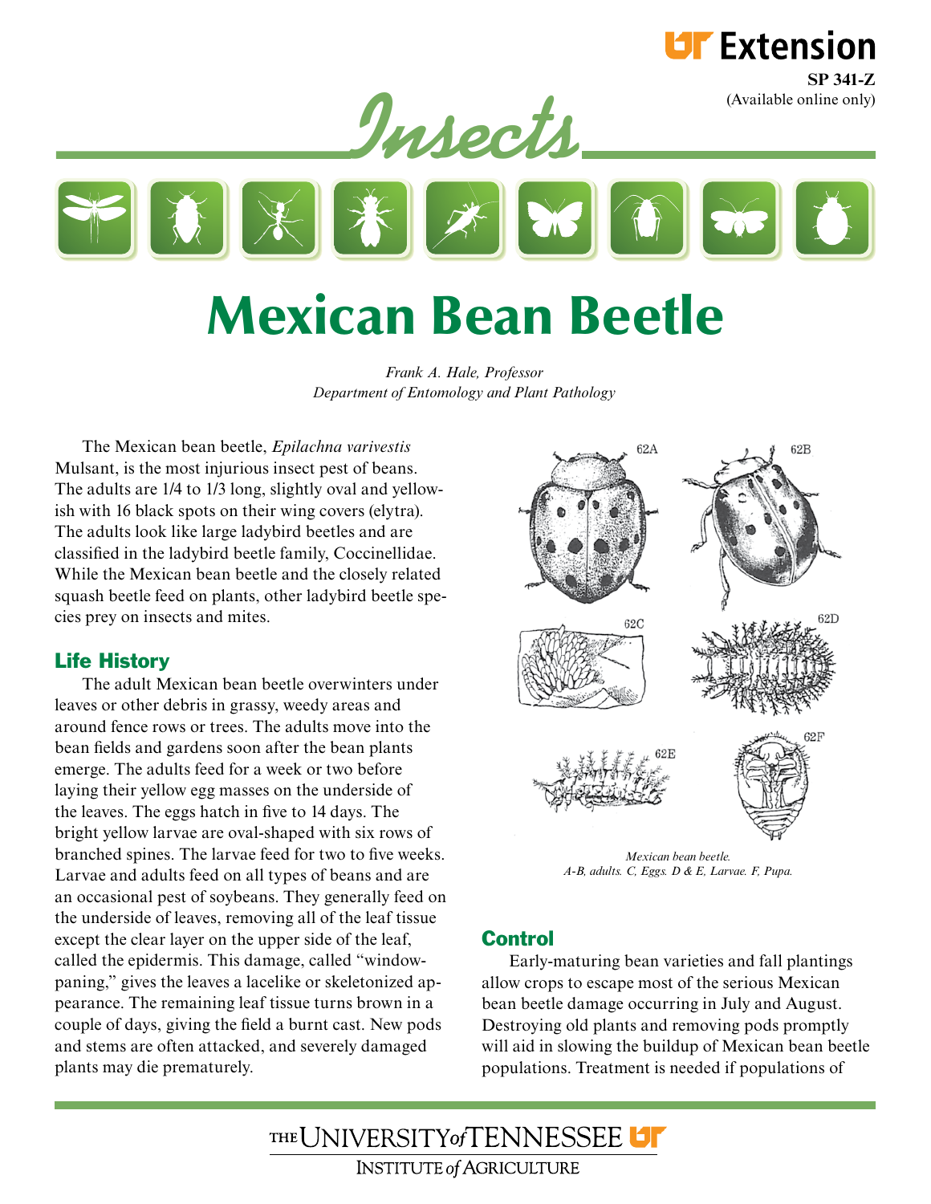UT Extension

SP 341-Z
(Available online only)

*Insects*

# Mexican Bean Beetle

*Frank A. Hale, Professor*
*Department of Entomology and Plant Pathology*

The Mexican bean beetle, *Epilachna varivestis* Mulsant, is the most injurious insect pest of beans. The adults are 1/4 to 1/3 long, slightly oval and yellowish with 16 black spots on their wing covers (elytra). The adults look like large ladybird beetles and are classified in the ladybird beetle family, Coccinellidae. While the Mexican bean beetle and the closely related squash beetle feed on plants, other ladybird beetle species prey on insects and mites.

## Life History

The adult Mexican bean beetle overwinters under leaves or other debris in grassy, weedy areas and around fence rows or trees. The adults move into the bean fields and gardens soon after the bean plants emerge. The adults feed for a week or two before laying their yellow egg masses on the underside of the leaves. The eggs hatch in five to 14 days. The bright yellow larvae are oval-shaped with six rows of branched spines. The larvae feed for two to five weeks. Larvae and adults feed on all types of beans and are an occasional pest of soybeans. They generally feed on the underside of leaves, removing all of the leaf tissue except the clear layer on the upper side of the leaf, called the epidermis. This damage, called "window-paning," gives the leaves a lacelike or skeletonized appearance. The remaining leaf tissue turns brown in a couple of days, giving the field a burnt cast. New pods and stems are often attacked, and severely damaged plants may die prematurely.

62A 62B 62C 62D 62E 62F

*Mexican bean beetle.*
*A-B, adults. C, Eggs. D & E, Larvae. F, Pupa.*

## Control

Early-maturing bean varieties and fall plantings allow crops to escape most of the serious Mexican bean beetle damage occurring in July and August. Destroying old plants and removing pods promptly will aid in slowing the buildup of Mexican bean beetle populations. Treatment is needed if populations of

THE UNIVERSITY of TENNESSEE
INSTITUTE of AGRICULTURE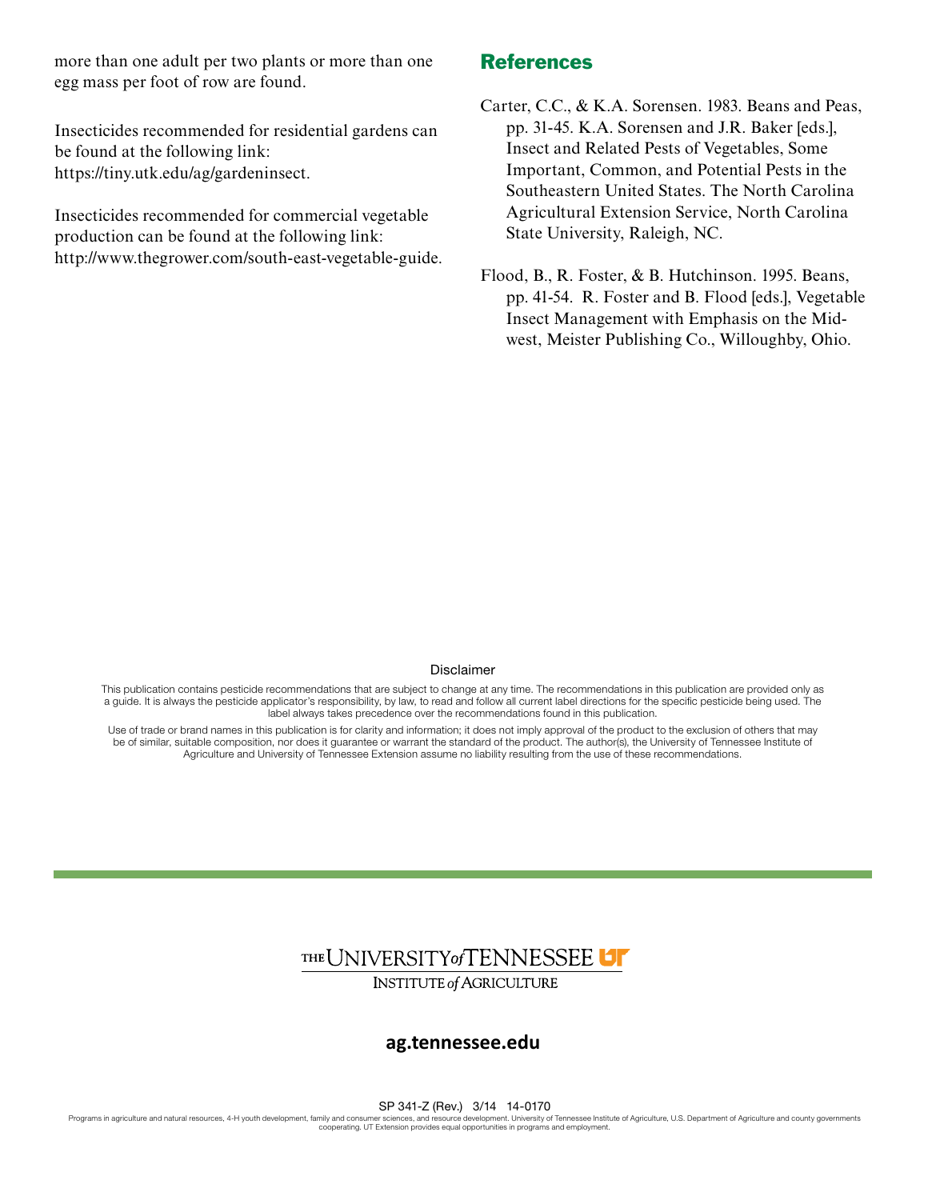more than one adult per two plants or more than one egg mass per foot of row are found.

Insecticides recommended for residential gardens can be found at the following link: https://tiny.utk.edu/ag/gardeninsect.

Insecticides recommended for commercial vegetable production can be found at the following link: http://www.thegrower.com/south-east-vegetable-guide.

## References

Carter, C.C., & K.A. Sorensen. 1983. Beans and Peas, pp. 31-45. K.A. Sorensen and J.R. Baker [eds.], Insect and Related Pests of Vegetables, Some Important, Common, and Potential Pests in the Southeastern United States. The North Carolina Agricultural Extension Service, North Carolina State University, Raleigh, NC.

Flood, B., R. Foster, & B. Hutchinson. 1995. Beans, pp. 41-54. R. Foster and B. Flood [eds.], Vegetable Insect Management with Emphasis on the Midwest, Meister Publishing Co., Willoughby, Ohio.

Disclaimer

This publication contains pesticide recommendations that are subject to change at any time. The recommendations in this publication are provided only as a guide. It is always the pesticide applicator's responsibility, by law, to read and follow all current label directions for the specific pesticide being used. The label always takes precedence over the recommendations found in this publication.

Use of trade or brand names in this publication is for clarity and information; it does not imply approval of the product to the exclusion of others that may be of similar, suitable composition, nor does it guarantee or warrant the standard of the product. The author(s), the University of Tennessee Institute of Agriculture and University of Tennessee Extension assume no liability resulting from the use of these recommendations.

THE UNIVERSITY of TENNESSEE UT
INSTITUTE of AGRICULTURE

**ag.tennessee.edu**

SP 341-Z (Rev.) 3/14 14-0170

Programs in agriculture and natural resources, 4-H youth development, family and consumer sciences, and resource development. University of Tennessee Institute of Agriculture, U.S. Department of Agriculture and county governments cooperating. UT Extension provides equal opportunities in programs and employment.